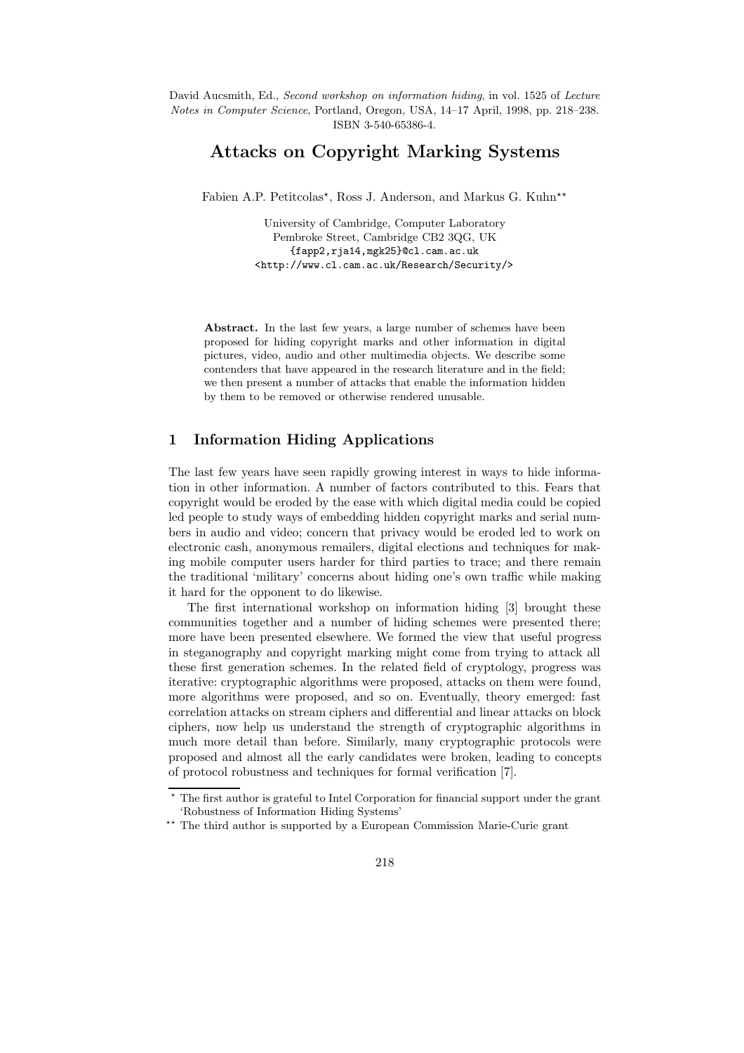David Aucsmith, Ed., *Second workshop on information hiding*, in vol. 1525 of *Lecture Notes in Computer Science*, Portland, Oregon, USA, 14–17 April, 1998, pp. 218–238. ISBN 3-540-65386-4.

# Attacks on Copyright Marking Systems

Fabien A.P. Petitcolas*, Ross J. Anderson, and Markus G. Kuhn**

University of Cambridge, Computer Laboratory
Pembroke Street, Cambridge CB2 3QG, UK
{fapp2,rja14,mgk25}@cl.cam.ac.uk
<http://www.cl.cam.ac.uk/Research/Security/>

**Abstract.** In the last few years, a large number of schemes have been proposed for hiding copyright marks and other information in digital pictures, video, audio and other multimedia objects. We describe some contenders that have appeared in the research literature and in the field; we then present a number of attacks that enable the information hidden by them to be removed or otherwise rendered unusable.

## 1 Information Hiding Applications

The last few years have seen rapidly growing interest in ways to hide information in other information. A number of factors contributed to this. Fears that copyright would be eroded by the ease with which digital media could be copied led people to study ways of embedding hidden copyright marks and serial numbers in audio and video; concern that privacy would be eroded led to work on electronic cash, anonymous remailers, digital elections and techniques for making mobile computer users harder for third parties to trace; and there remain the traditional 'military' concerns about hiding one's own traffic while making it hard for the opponent to do likewise.

The first international workshop on information hiding [3] brought these communities together and a number of hiding schemes were presented there; more have been presented elsewhere. We formed the view that useful progress in steganography and copyright marking might come from trying to attack all these first generation schemes. In the related field of cryptology, progress was iterative: cryptographic algorithms were proposed, attacks on them were found, more algorithms were proposed, and so on. Eventually, theory emerged: fast correlation attacks on stream ciphers and differential and linear attacks on block ciphers, now help us understand the strength of cryptographic algorithms in much more detail than before. Similarly, many cryptographic protocols were proposed and almost all the early candidates were broken, leading to concepts of protocol robustness and techniques for formal verification [7].

---

* The first author is grateful to Intel Corporation for financial support under the grant 'Robustness of Information Hiding Systems'

** The third author is supported by a European Commission Marie-Curie grant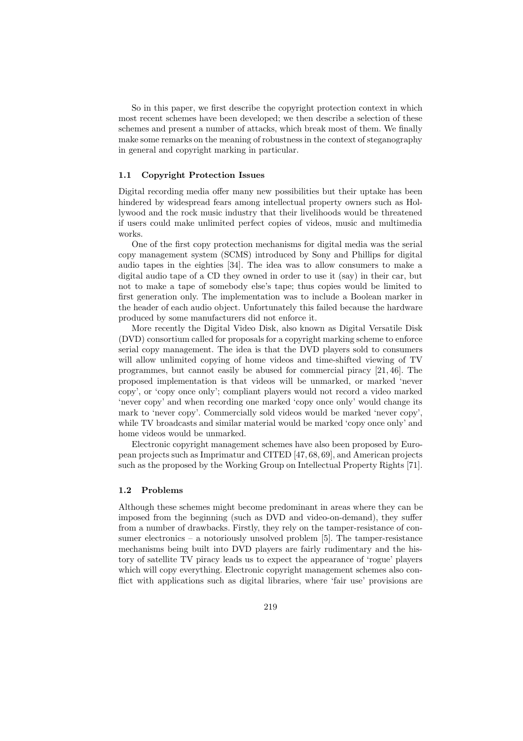So in this paper, we first describe the copyright protection context in which most recent schemes have been developed; we then describe a selection of these schemes and present a number of attacks, which break most of them. We finally make some remarks on the meaning of robustness in the context of steganography in general and copyright marking in particular.

### 1.1 Copyright Protection Issues

Digital recording media offer many new possibilities but their uptake has been hindered by widespread fears among intellectual property owners such as Hollywood and the rock music industry that their livelihoods would be threatened if users could make unlimited perfect copies of videos, music and multimedia works.

One of the first copy protection mechanisms for digital media was the serial copy management system (SCMS) introduced by Sony and Phillips for digital audio tapes in the eighties [34]. The idea was to allow consumers to make a digital audio tape of a CD they owned in order to use it (say) in their car, but not to make a tape of somebody else's tape; thus copies would be limited to first generation only. The implementation was to include a Boolean marker in the header of each audio object. Unfortunately this failed because the hardware produced by some manufacturers did not enforce it.

More recently the Digital Video Disk, also known as Digital Versatile Disk (DVD) consortium called for proposals for a copyright marking scheme to enforce serial copy management. The idea is that the DVD players sold to consumers will allow unlimited copying of home videos and time-shifted viewing of TV programmes, but cannot easily be abused for commercial piracy [21, 46]. The proposed implementation is that videos will be unmarked, or marked 'never copy', or 'copy once only'; compliant players would not record a video marked 'never copy' and when recording one marked 'copy once only' would change its mark to 'never copy'. Commercially sold videos would be marked 'never copy', while TV broadcasts and similar material would be marked 'copy once only' and home videos would be unmarked.

Electronic copyright management schemes have also been proposed by European projects such as Imprimatur and CITED [47, 68, 69], and American projects such as the proposed by the Working Group on Intellectual Property Rights [71].

### 1.2 Problems

Although these schemes might become predominant in areas where they can be imposed from the beginning (such as DVD and video-on-demand), they suffer from a number of drawbacks. Firstly, they rely on the tamper-resistance of consumer electronics – a notoriously unsolved problem [5]. The tamper-resistance mechanisms being built into DVD players are fairly rudimentary and the history of satellite TV piracy leads us to expect the appearance of 'rogue' players which will copy everything. Electronic copyright management schemes also conflict with applications such as digital libraries, where 'fair use' provisions are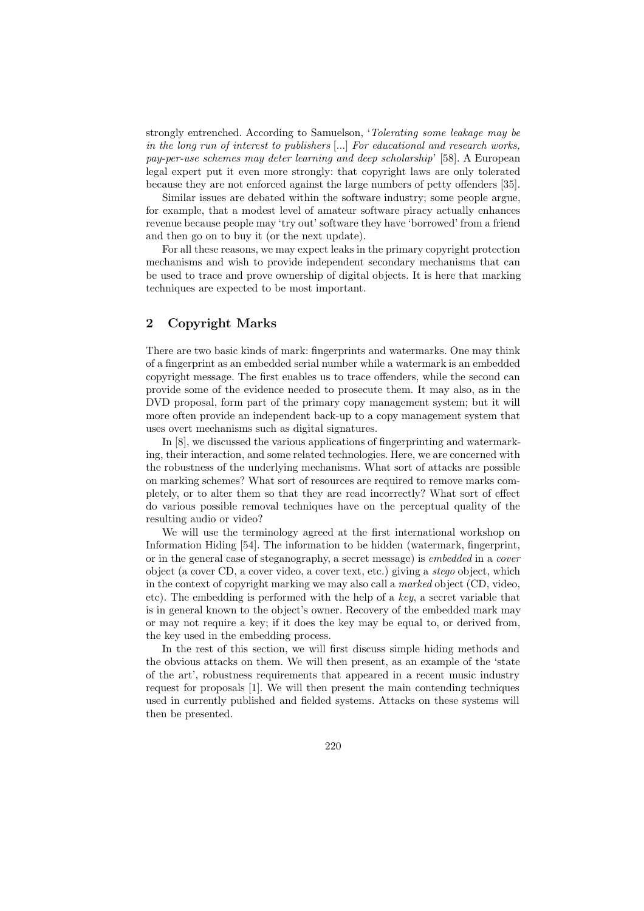strongly entrenched. According to Samuelson, '*Tolerating some leakage may be in the long run of interest to publishers* [...] *For educational and research works, pay-per-use schemes may deter learning and deep scholarship*' [58]. A European legal expert put it even more strongly: that copyright laws are only tolerated because they are not enforced against the large numbers of petty offenders [35].

Similar issues are debated within the software industry; some people argue, for example, that a modest level of amateur software piracy actually enhances revenue because people may 'try out' software they have 'borrowed' from a friend and then go on to buy it (or the next update).

For all these reasons, we may expect leaks in the primary copyright protection mechanisms and wish to provide independent secondary mechanisms that can be used to trace and prove ownership of digital objects. It is here that marking techniques are expected to be most important.

## 2 Copyright Marks

There are two basic kinds of mark: fingerprints and watermarks. One may think of a fingerprint as an embedded serial number while a watermark is an embedded copyright message. The first enables us to trace offenders, while the second can provide some of the evidence needed to prosecute them. It may also, as in the DVD proposal, form part of the primary copy management system; but it will more often provide an independent back-up to a copy management system that uses overt mechanisms such as digital signatures.

In [8], we discussed the various applications of fingerprinting and watermarking, their interaction, and some related technologies. Here, we are concerned with the robustness of the underlying mechanisms. What sort of attacks are possible on marking schemes? What sort of resources are required to remove marks completely, or to alter them so that they are read incorrectly? What sort of effect do various possible removal techniques have on the perceptual quality of the resulting audio or video?

We will use the terminology agreed at the first international workshop on Information Hiding [54]. The information to be hidden (watermark, fingerprint, or in the general case of steganography, a secret message) is *embedded* in a *cover* object (a cover CD, a cover video, a cover text, etc.) giving a *stego* object, which in the context of copyright marking we may also call a *marked* object (CD, video, etc). The embedding is performed with the help of a *key*, a secret variable that is in general known to the object's owner. Recovery of the embedded mark may or may not require a key; if it does the key may be equal to, or derived from, the key used in the embedding process.

In the rest of this section, we will first discuss simple hiding methods and the obvious attacks on them. We will then present, as an example of the 'state of the art', robustness requirements that appeared in a recent music industry request for proposals [1]. We will then present the main contending techniques used in currently published and fielded systems. Attacks on these systems will then be presented.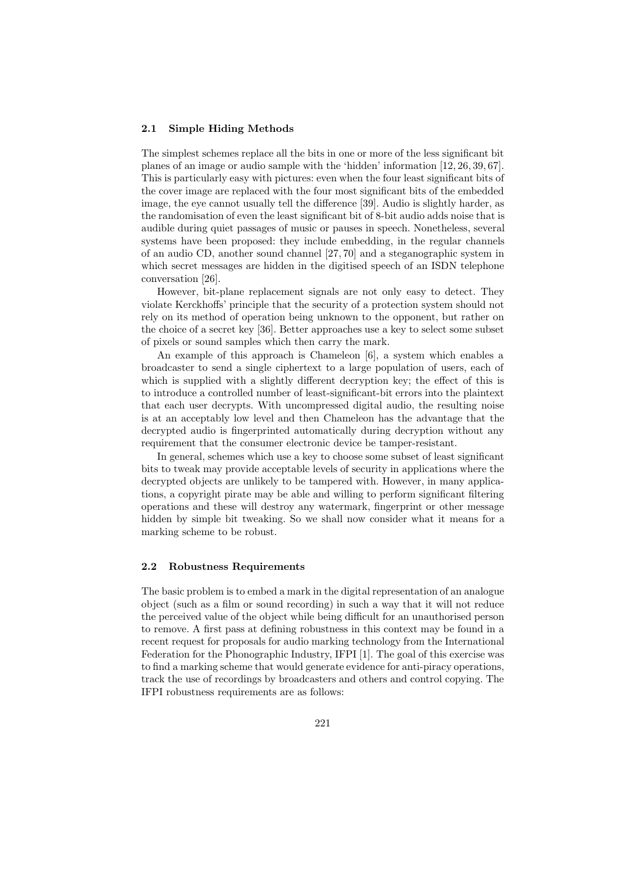### 2.1 Simple Hiding Methods

The simplest schemes replace all the bits in one or more of the less significant bit planes of an image or audio sample with the 'hidden' information [12, 26, 39, 67]. This is particularly easy with pictures: even when the four least significant bits of the cover image are replaced with the four most significant bits of the embedded image, the eye cannot usually tell the difference [39]. Audio is slightly harder, as the randomisation of even the least significant bit of 8-bit audio adds noise that is audible during quiet passages of music or pauses in speech. Nonetheless, several systems have been proposed: they include embedding, in the regular channels of an audio CD, another sound channel [27, 70] and a steganographic system in which secret messages are hidden in the digitised speech of an ISDN telephone conversation [26].

However, bit-plane replacement signals are not only easy to detect. They violate Kerckhoffs' principle that the security of a protection system should not rely on its method of operation being unknown to the opponent, but rather on the choice of a secret key [36]. Better approaches use a key to select some subset of pixels or sound samples which then carry the mark.

An example of this approach is Chameleon [6], a system which enables a broadcaster to send a single ciphertext to a large population of users, each of which is supplied with a slightly different decryption key; the effect of this is to introduce a controlled number of least-significant-bit errors into the plaintext that each user decrypts. With uncompressed digital audio, the resulting noise is at an acceptably low level and then Chameleon has the advantage that the decrypted audio is fingerprinted automatically during decryption without any requirement that the consumer electronic device be tamper-resistant.

In general, schemes which use a key to choose some subset of least significant bits to tweak may provide acceptable levels of security in applications where the decrypted objects are unlikely to be tampered with. However, in many applications, a copyright pirate may be able and willing to perform significant filtering operations and these will destroy any watermark, fingerprint or other message hidden by simple bit tweaking. So we shall now consider what it means for a marking scheme to be robust.

### 2.2 Robustness Requirements

The basic problem is to embed a mark in the digital representation of an analogue object (such as a film or sound recording) in such a way that it will not reduce the perceived value of the object while being difficult for an unauthorised person to remove. A first pass at defining robustness in this context may be found in a recent request for proposals for audio marking technology from the International Federation for the Phonographic Industry, IFPI [1]. The goal of this exercise was to find a marking scheme that would generate evidence for anti-piracy operations, track the use of recordings by broadcasters and others and control copying. The IFPI robustness requirements are as follows: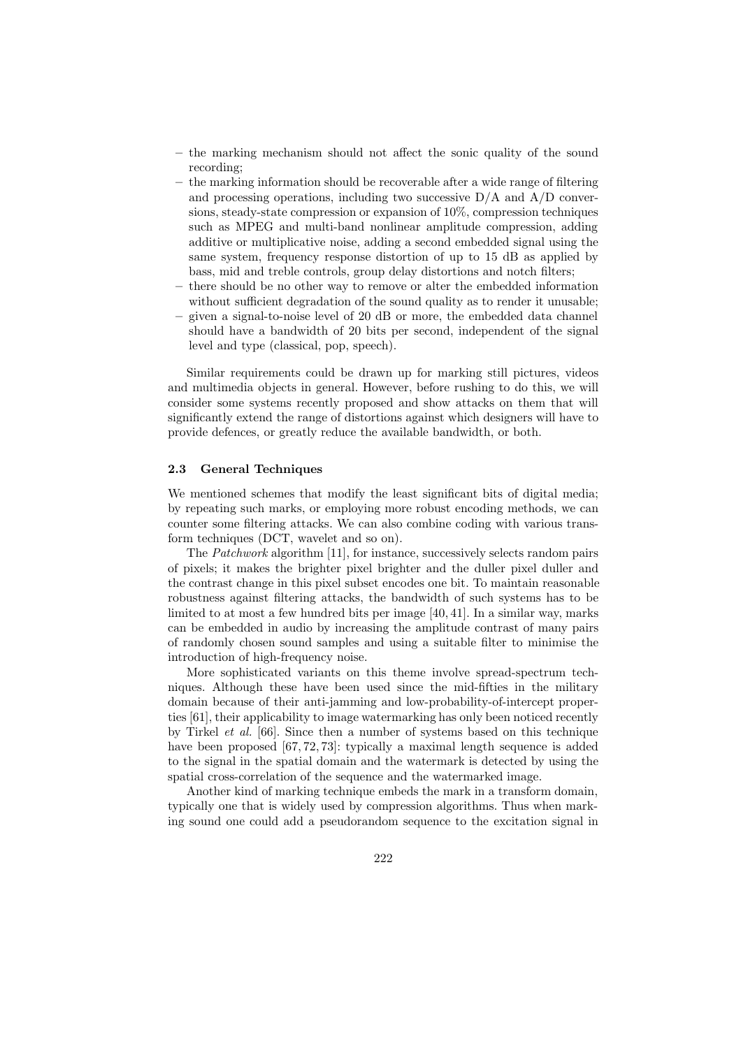- the marking mechanism should not affect the sonic quality of the sound recording;
- the marking information should be recoverable after a wide range of filtering and processing operations, including two successive D/A and A/D conversions, steady-state compression or expansion of 10%, compression techniques such as MPEG and multi-band nonlinear amplitude compression, adding additive or multiplicative noise, adding a second embedded signal using the same system, frequency response distortion of up to 15 dB as applied by bass, mid and treble controls, group delay distortions and notch filters;
- there should be no other way to remove or alter the embedded information without sufficient degradation of the sound quality as to render it unusable;
- given a signal-to-noise level of 20 dB or more, the embedded data channel should have a bandwidth of 20 bits per second, independent of the signal level and type (classical, pop, speech).

Similar requirements could be drawn up for marking still pictures, videos and multimedia objects in general. However, before rushing to do this, we will consider some systems recently proposed and show attacks on them that will significantly extend the range of distortions against which designers will have to provide defences, or greatly reduce the available bandwidth, or both.

### 2.3 General Techniques

We mentioned schemes that modify the least significant bits of digital media; by repeating such marks, or employing more robust encoding methods, we can counter some filtering attacks. We can also combine coding with various transform techniques (DCT, wavelet and so on).

The *Patchwork* algorithm [11], for instance, successively selects random pairs of pixels; it makes the brighter pixel brighter and the duller pixel duller and the contrast change in this pixel subset encodes one bit. To maintain reasonable robustness against filtering attacks, the bandwidth of such systems has to be limited to at most a few hundred bits per image [40, 41]. In a similar way, marks can be embedded in audio by increasing the amplitude contrast of many pairs of randomly chosen sound samples and using a suitable filter to minimise the introduction of high-frequency noise.

More sophisticated variants on this theme involve spread-spectrum techniques. Although these have been used since the mid-fifties in the military domain because of their anti-jamming and low-probability-of-intercept properties [61], their applicability to image watermarking has only been noticed recently by Tirkel *et al.* [66]. Since then a number of systems based on this technique have been proposed [67, 72, 73]: typically a maximal length sequence is added to the signal in the spatial domain and the watermark is detected by using the spatial cross-correlation of the sequence and the watermarked image.

Another kind of marking technique embeds the mark in a transform domain, typically one that is widely used by compression algorithms. Thus when marking sound one could add a pseudorandom sequence to the excitation signal in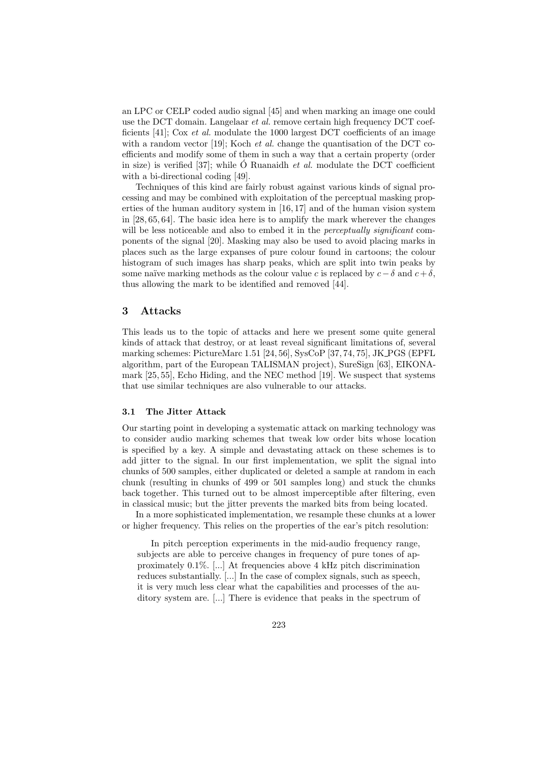an LPC or CELP coded audio signal [45] and when marking an image one could use the DCT domain. Langelaar *et al.* remove certain high frequency DCT coefficients [41]; Cox *et al.* modulate the 1000 largest DCT coefficients of an image with a random vector [19]; Koch *et al.* change the quantisation of the DCT coefficients and modify some of them in such a way that a certain property (order in size) is verified [37]; while Ó Ruanaidh *et al.* modulate the DCT coefficient with a bi-directional coding [49].

Techniques of this kind are fairly robust against various kinds of signal processing and may be combined with exploitation of the perceptual masking properties of the human auditory system in [16, 17] and of the human vision system in [28, 65, 64]. The basic idea here is to amplify the mark wherever the changes will be less noticeable and also to embed it in the *perceptually significant* components of the signal [20]. Masking may also be used to avoid placing marks in places such as the large expanses of pure colour found in cartoons; the colour histogram of such images has sharp peaks, which are split into twin peaks by some naïve marking methods as the colour value $c$ is replaced by $c - \delta$ and $c + \delta$, thus allowing the mark to be identified and removed [44].

## 3 Attacks

This leads us to the topic of attacks and here we present some quite general kinds of attack that destroy, or at least reveal significant limitations of, several marking schemes: PictureMarc 1.51 [24, 56], SysCoP [37, 74, 75], JK_PGS (EPFL algorithm, part of the European TALISMAN project), SureSign [63], EIKONAmark [25, 55], Echo Hiding, and the NEC method [19]. We suspect that systems that use similar techniques are also vulnerable to our attacks.

### 3.1 The Jitter Attack

Our starting point in developing a systematic attack on marking technology was to consider audio marking schemes that tweak low order bits whose location is specified by a key. A simple and devastating attack on these schemes is to add jitter to the signal. In our first implementation, we split the signal into chunks of 500 samples, either duplicated or deleted a sample at random in each chunk (resulting in chunks of 499 or 501 samples long) and stuck the chunks back together. This turned out to be almost imperceptible after filtering, even in classical music; but the jitter prevents the marked bits from being located.

In a more sophisticated implementation, we resample these chunks at a lower or higher frequency. This relies on the properties of the ear's pitch resolution:

> In pitch perception experiments in the mid-audio frequency range, subjects are able to perceive changes in frequency of pure tones of approximately 0.1%. [...] At frequencies above 4 kHz pitch discrimination reduces substantially. [...] In the case of complex signals, such as speech, it is very much less clear what the capabilities and processes of the auditory system are. [...] There is evidence that peaks in the spectrum of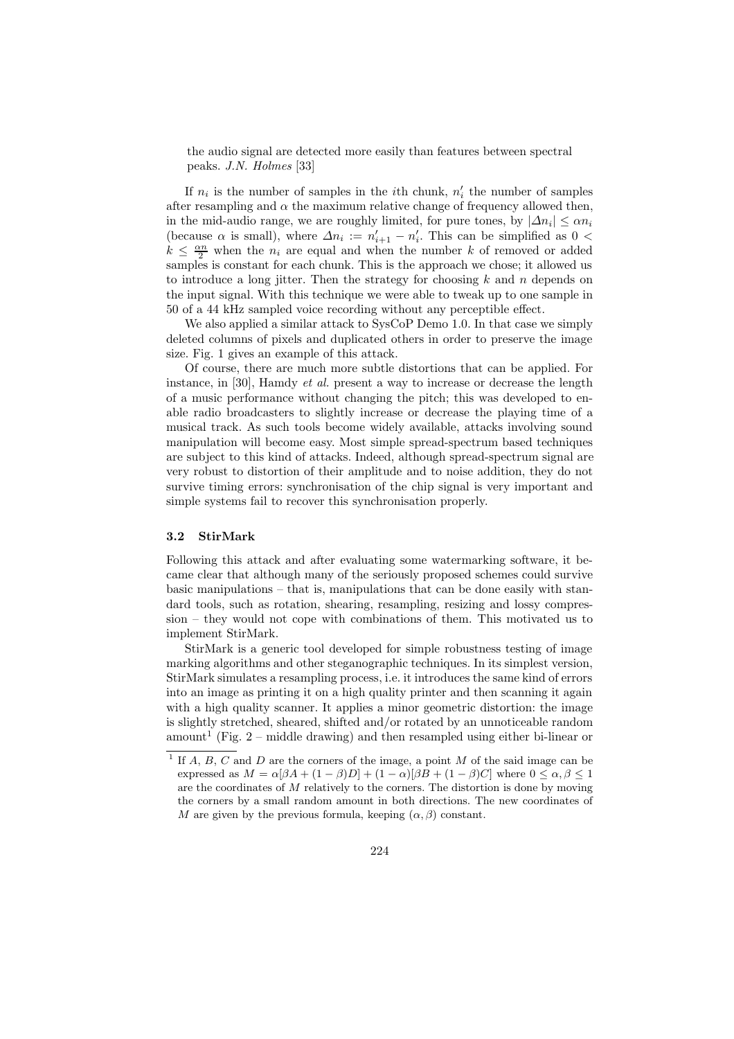the audio signal are detected more easily than features between spectral peaks. *J.N. Holmes* [33]

If $n_i$ is the number of samples in the $i$th chunk, $n'_i$ the number of samples after resampling and $\alpha$ the maximum relative change of frequency allowed then, in the mid-audio range, we are roughly limited, for pure tones, by $|\Delta n_i| \leq \alpha n_i$ (because $\alpha$ is small), where $\Delta n_i := n'_{i+1} - n'_i$. This can be simplified as $0 < k \leq \frac{\alpha n}{2}$ when the $n_i$ are equal and when the number $k$ of removed or added samples is constant for each chunk. This is the approach we chose; it allowed us to introduce a long jitter. Then the strategy for choosing $k$ and $n$ depends on the input signal. With this technique we were able to tweak up to one sample in 50 of a 44 kHz sampled voice recording without any perceptible effect.

We also applied a similar attack to SysCoP Demo 1.0. In that case we simply deleted columns of pixels and duplicated others in order to preserve the image size. Fig. 1 gives an example of this attack.

Of course, there are much more subtle distortions that can be applied. For instance, in [30], Hamdy *et al.* present a way to increase or decrease the length of a music performance without changing the pitch; this was developed to enable radio broadcasters to slightly increase or decrease the playing time of a musical track. As such tools become widely available, attacks involving sound manipulation will become easy. Most simple spread-spectrum based techniques are subject to this kind of attacks. Indeed, although spread-spectrum signal are very robust to distortion of their amplitude and to noise addition, they do not survive timing errors: synchronisation of the chip signal is very important and simple systems fail to recover this synchronisation properly.

### 3.2 StirMark

Following this attack and after evaluating some watermarking software, it became clear that although many of the seriously proposed schemes could survive basic manipulations – that is, manipulations that can be done easily with standard tools, such as rotation, shearing, resampling, resizing and lossy compression – they would not cope with combinations of them. This motivated us to implement StirMark.

StirMark is a generic tool developed for simple robustness testing of image marking algorithms and other steganographic techniques. In its simplest version, StirMark simulates a resampling process, i.e. it introduces the same kind of errors into an image as printing it on a high quality printer and then scanning it again with a high quality scanner. It applies a minor geometric distortion: the image is slightly stretched, sheared, shifted and/or rotated by an unnoticeable random amount[1] (Fig. 2 – middle drawing) and then resampled using either bi-linear or

[1] If $A$, $B$, $C$ and $D$ are the corners of the image, a point $M$ of the said image can be expressed as $M = \alpha[\beta A + (1-\beta)D] + (1-\alpha)[\beta B + (1-\beta)C]$ where $0 \leq \alpha, \beta \leq 1$ are the coordinates of $M$ relatively to the corners. The distortion is done by moving the corners by a small random amount in both directions. The new coordinates of $M$ are given by the previous formula, keeping $(\alpha, \beta)$ constant.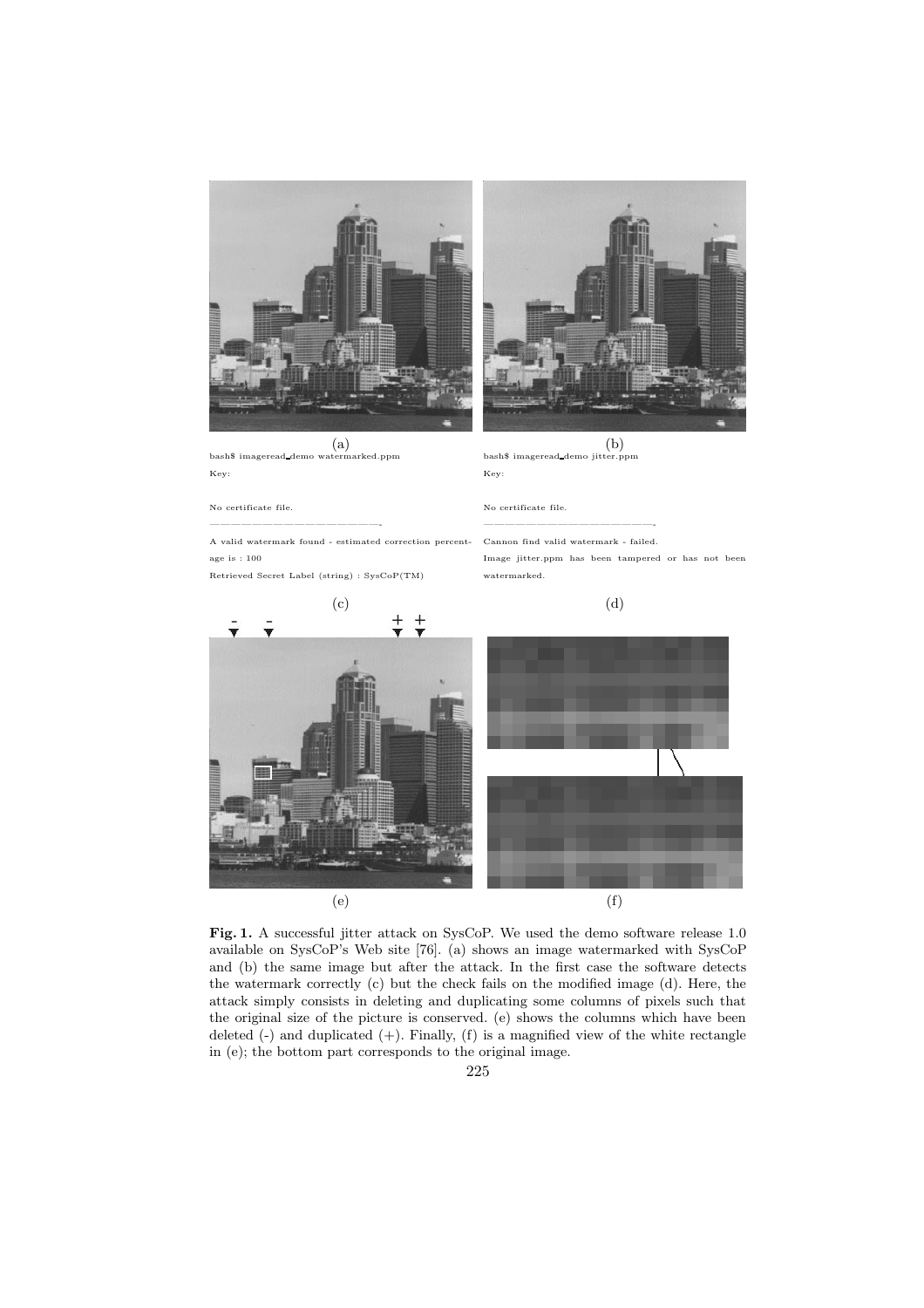(a)

(b)

```
bash$ imageread_demo watermarked.ppm
Key:

No certificate file.
---------------------------------------------
A valid watermark found - estimated correction percentage is : 100
Retrieved Secret Label (string) : SysCoP(TM)
```

(c)

```
bash$ imageread_demo jitter.ppm
Key:

No certificate file.
---------------------------------------------
Cannon find valid watermark - failed.
Image jitter.ppm has been tampered or has not been watermarked.
```

(d)

(e)

(f)

**Fig. 1.** A successful jitter attack on SysCoP. We used the demo software release 1.0 available on SysCoP's Web site [76]. (a) shows an image watermarked with SysCoP and (b) the same image but after the attack. In the first case the software detects the watermark correctly (c) but the check fails on the modified image (d). Here, the attack simply consists in deleting and duplicating some columns of pixels such that the original size of the picture is conserved. (e) shows the columns which have been deleted (-) and duplicated (+). Finally, (f) is a magnified view of the white rectangle in (e); the bottom part corresponds to the original image.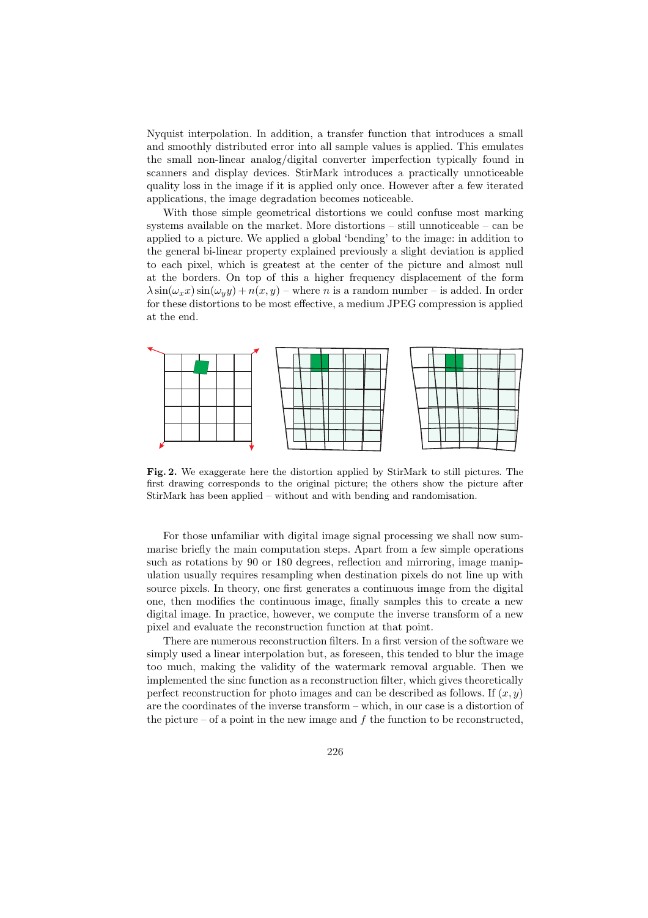Nyquist interpolation. In addition, a transfer function that introduces a small and smoothly distributed error into all sample values is applied. This emulates the small non-linear analog/digital converter imperfection typically found in scanners and display devices. StirMark introduces a practically unnoticeable quality loss in the image if it is applied only once. However after a few iterated applications, the image degradation becomes noticeable.

With those simple geometrical distortions we could confuse most marking systems available on the market. More distortions – still unnoticeable – can be applied to a picture. We applied a global 'bending' to the image: in addition to the general bi-linear property explained previously a slight deviation is applied to each pixel, which is greatest at the center of the picture and almost null at the borders. On top of this a higher frequency displacement of the form $\lambda \sin(\omega_x x) \sin(\omega_y y) + n(x, y)$ – where $n$ is a random number – is added. In order for these distortions to be most effective, a medium JPEG compression is applied at the end.

**Fig. 2.** We exaggerate here the distortion applied by StirMark to still pictures. The first drawing corresponds to the original picture; the others show the picture after StirMark has been applied – without and with bending and randomisation.

For those unfamiliar with digital image signal processing we shall now summarise briefly the main computation steps. Apart from a few simple operations such as rotations by 90 or 180 degrees, reflection and mirroring, image manipulation usually requires resampling when destination pixels do not line up with source pixels. In theory, one first generates a continuous image from the digital one, then modifies the continuous image, finally samples this to create a new digital image. In practice, however, we compute the inverse transform of a new pixel and evaluate the reconstruction function at that point.

There are numerous reconstruction filters. In a first version of the software we simply used a linear interpolation but, as foreseen, this tended to blur the image too much, making the validity of the watermark removal arguable. Then we implemented the sinc function as a reconstruction filter, which gives theoretically perfect reconstruction for photo images and can be described as follows. If $(x, y)$ are the coordinates of the inverse transform – which, in our case is a distortion of the picture – of a point in the new image and $f$ the function to be reconstructed,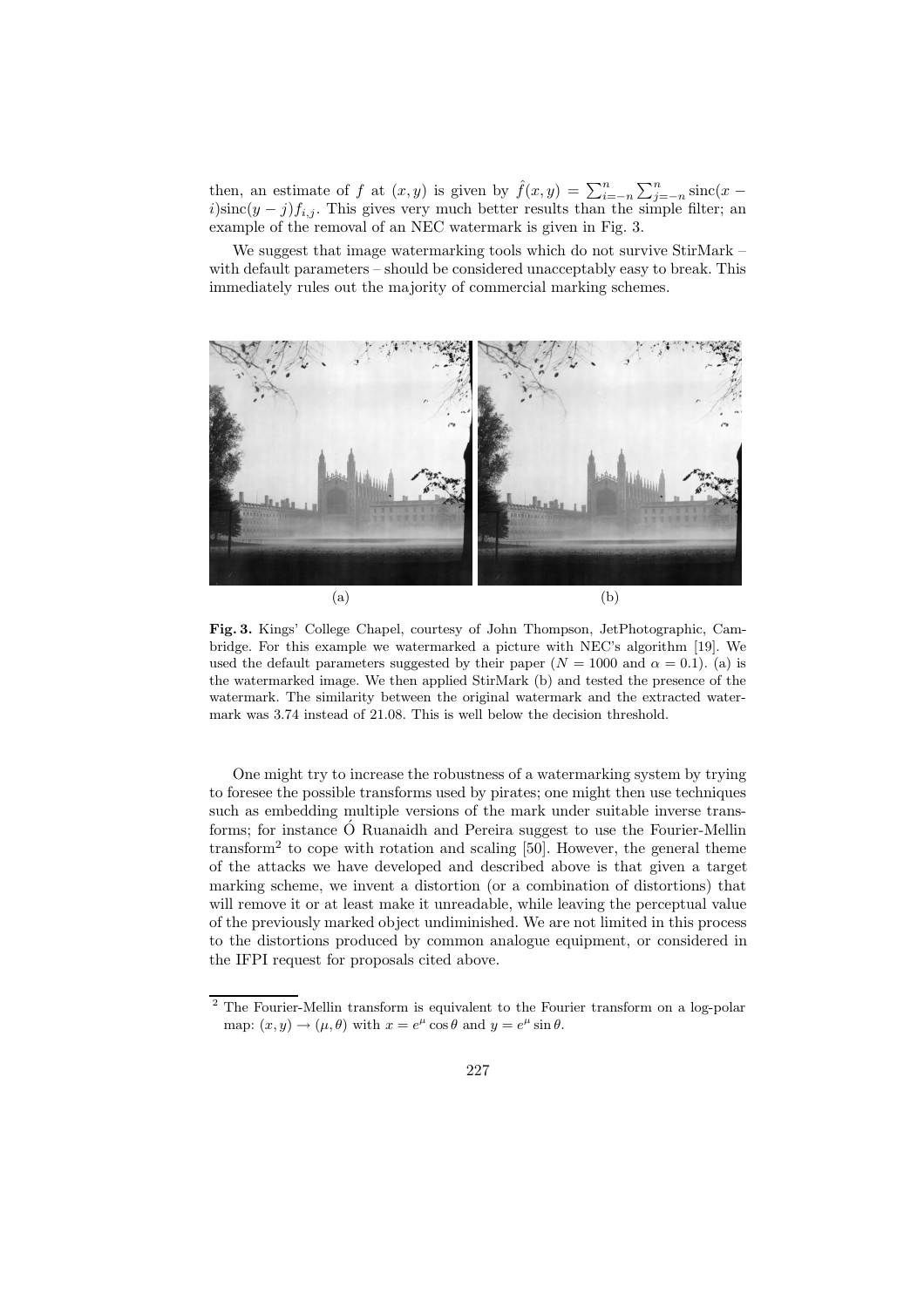then, an estimate of $f$ at $(x, y)$ is given by $\hat{f}(x, y) = \sum_{i=-n}^{n} \sum_{j=-n}^{n} \text{sinc}(x - i)\text{sinc}(y - j) f_{i,j}$. This gives very much better results than the simple filter; an example of the removal of an NEC watermark is given in Fig. 3.

We suggest that image watermarking tools which do not survive StirMark – with default parameters – should be considered unacceptably easy to break. This immediately rules out the majority of commercial marking schemes.

(a) (b)

**Fig. 3.** Kings' College Chapel, courtesy of John Thompson, JetPhotographic, Cambridge. For this example we watermarked a picture with NEC's algorithm [19]. We used the default parameters suggested by their paper ($N = 1000$ and $\alpha = 0.1$). (a) is the watermarked image. We then applied StirMark (b) and tested the presence of the watermark. The similarity between the original watermark and the extracted watermark was 3.74 instead of 21.08. This is well below the decision threshold.

One might try to increase the robustness of a watermarking system by trying to foresee the possible transforms used by pirates; one might then use techniques such as embedding multiple versions of the mark under suitable inverse transforms; for instance Ó Ruanaidh and Pereira suggest to use the Fourier-Mellin transform[2] to cope with rotation and scaling [50]. However, the general theme of the attacks we have developed and described above is that given a target marking scheme, we invent a distortion (or a combination of distortions) that will remove it or at least make it unreadable, while leaving the perceptual value of the previously marked object undiminished. We are not limited in this process to the distortions produced by common analogue equipment, or considered in the IFPI request for proposals cited above.

[2] The Fourier-Mellin transform is equivalent to the Fourier transform on a log-polar map: $(x, y) \rightarrow (\mu, \theta)$ with $x = e^{\mu} \cos \theta$ and $y = e^{\mu} \sin \theta$.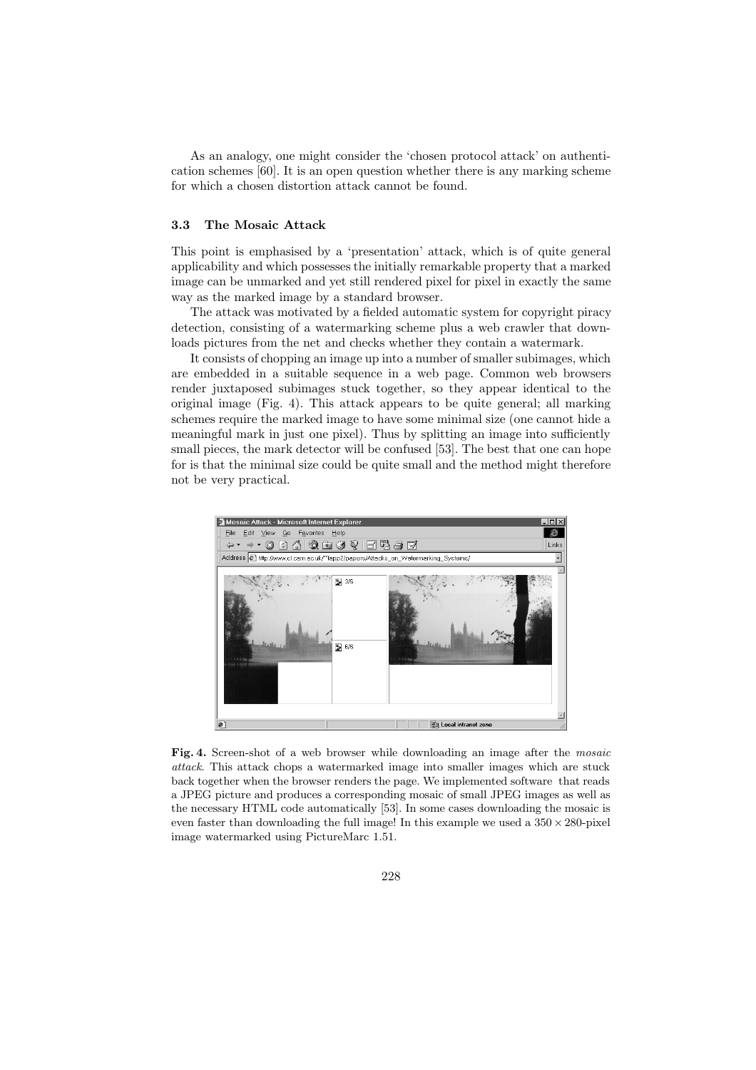As an analogy, one might consider the 'chosen protocol attack' on authentication schemes [60]. It is an open question whether there is any marking scheme for which a chosen distortion attack cannot be found.

### 3.3 The Mosaic Attack

This point is emphasised by a 'presentation' attack, which is of quite general applicability and which possesses the initially remarkable property that a marked image can be unmarked and yet still rendered pixel for pixel in exactly the same way as the marked image by a standard browser.

The attack was motivated by a fielded automatic system for copyright piracy detection, consisting of a watermarking scheme plus a web crawler that downloads pictures from the net and checks whether they contain a watermark.

It consists of chopping an image up into a number of smaller subimages, which are embedded in a suitable sequence in a web page. Common web browsers render juxtaposed subimages stuck together, so they appear identical to the original image (Fig. 4). This attack appears to be quite general; all marking schemes require the marked image to have some minimal size (one cannot hide a meaningful mark in just one pixel). Thus by splitting an image into sufficiently small pieces, the mark detector will be confused [53]. The best that one can hope for is that the minimal size could be quite small and the method might therefore not be very practical.

**Fig. 4.** Screen-shot of a web browser while downloading an image after the *mosaic attack*. This attack chops a watermarked image into smaller images which are stuck back together when the browser renders the page. We implemented software that reads a JPEG picture and produces a corresponding mosaic of small JPEG images as well as the necessary HTML code automatically [53]. In some cases downloading the mosaic is even faster than downloading the full image! In this example we used a $350 \times 280$-pixel image watermarked using PictureMarc 1.51.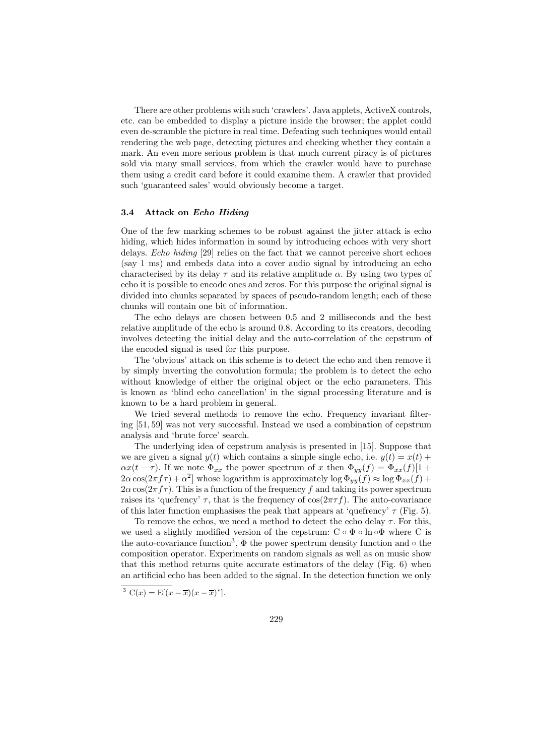There are other problems with such 'crawlers'. Java applets, ActiveX controls, etc. can be embedded to display a picture inside the browser; the applet could even de-scramble the picture in real time. Defeating such techniques would entail rendering the web page, detecting pictures and checking whether they contain a mark. An even more serious problem is that much current piracy is of pictures sold via many small services, from which the crawler would have to purchase them using a credit card before it could examine them. A crawler that provided such 'guaranteed sales' would obviously become a target.

### 3.4 Attack on *Echo Hiding*

One of the few marking schemes to be robust against the jitter attack is echo hiding, which hides information in sound by introducing echoes with very short delays. *Echo hiding* [29] relies on the fact that we cannot perceive short echoes (say 1 ms) and embeds data into a cover audio signal by introducing an echo characterised by its delay $\tau$ and its relative amplitude $\alpha$. By using two types of echo it is possible to encode ones and zeros. For this purpose the original signal is divided into chunks separated by spaces of pseudo-random length; each of these chunks will contain one bit of information.

The echo delays are chosen between 0.5 and 2 milliseconds and the best relative amplitude of the echo is around 0.8. According to its creators, decoding involves detecting the initial delay and the auto-correlation of the cepstrum of the encoded signal is used for this purpose.

The 'obvious' attack on this scheme is to detect the echo and then remove it by simply inverting the convolution formula; the problem is to detect the echo without knowledge of either the original object or the echo parameters. This is known as 'blind echo cancellation' in the signal processing literature and is known to be a hard problem in general.

We tried several methods to remove the echo. Frequency invariant filtering [51, 59] was not very successful. Instead we used a combination of cepstrum analysis and 'brute force' search.

The underlying idea of cepstrum analysis is presented in [15]. Suppose that we are given a signal $y(t)$ which contains a simple single echo, i.e. $y(t) = x(t) + \alpha x(t - \tau)$. If we note $\Phi_{xx}$ the power spectrum of $x$ then $\Phi_{yy}(f) = \Phi_{xx}(f)[1 + 2\alpha \cos(2\pi f \tau) + \alpha^2]$ whose logarithm is approximately $\log \Phi_{yy}(f) \approx \log \Phi_{xx}(f) + 2\alpha \cos(2\pi f \tau)$. This is a function of the frequency $f$ and taking its power spectrum raises its 'quefrency' $\tau$, that is the frequency of $\cos(2\pi\tau f)$. The auto-covariance of this later function emphasises the peak that appears at 'quefrency' $\tau$ (Fig. 5).

To remove the echos, we need a method to detect the echo delay $\tau$. For this, we used a slightly modified version of the cepstrum: $\mathrm{C} \circ \Phi \circ \ln \circ \Phi$ where C is the auto-covariance function[3], $\Phi$ the power spectrum density function and $\circ$ the composition operator. Experiments on random signals as well as on music show that this method returns quite accurate estimators of the delay (Fig. 6) when an artificial echo has been added to the signal. In the detection function we only

[3] $\mathrm{C}(x) = \mathrm{E}[(x - \overline{x})(x - \overline{x})^*]$.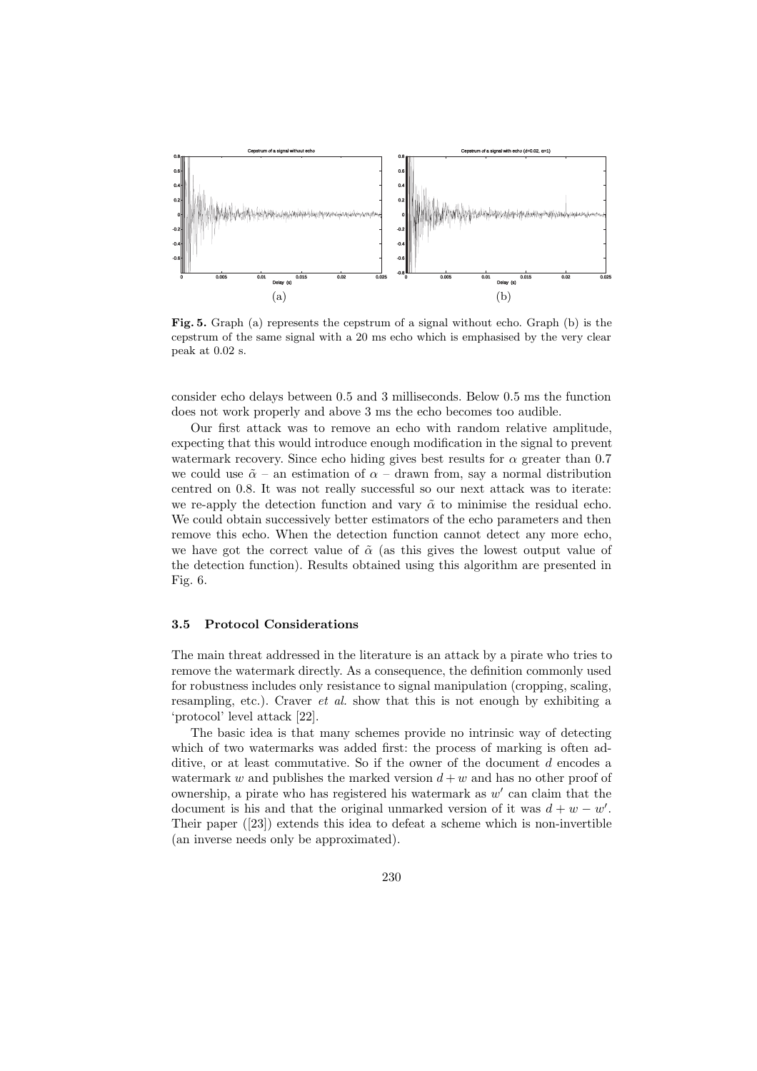**Fig. 5.** Graph (a) represents the cepstrum of a signal without echo. Graph (b) is the cepstrum of the same signal with a 20 ms echo which is emphasised by the very clear peak at 0.02 s.

consider echo delays between 0.5 and 3 milliseconds. Below 0.5 ms the function does not work properly and above 3 ms the echo becomes too audible.

Our first attack was to remove an echo with random relative amplitude, expecting that this would introduce enough modification in the signal to prevent watermark recovery. Since echo hiding gives best results for $\alpha$ greater than 0.7 we could use $\tilde{\alpha}$ – an estimation of $\alpha$ – drawn from, say a normal distribution centred on 0.8. It was not really successful so our next attack was to iterate: we re-apply the detection function and vary $\tilde{\alpha}$ to minimise the residual echo. We could obtain successively better estimators of the echo parameters and then remove this echo. When the detection function cannot detect any more echo, we have got the correct value of $\tilde{\alpha}$ (as this gives the lowest output value of the detection function). Results obtained using this algorithm are presented in Fig. 6.

### 3.5 Protocol Considerations

The main threat addressed in the literature is an attack by a pirate who tries to remove the watermark directly. As a consequence, the definition commonly used for robustness includes only resistance to signal manipulation (cropping, scaling, resampling, etc.). Craver *et al.* show that this is not enough by exhibiting a 'protocol' level attack [22].

The basic idea is that many schemes provide no intrinsic way of detecting which of two watermarks was added first: the process of marking is often additive, or at least commutative. So if the owner of the document $d$ encodes a watermark $w$ and publishes the marked version $d + w$ and has no other proof of ownership, a pirate who has registered his watermark as $w'$ can claim that the document is his and that the original unmarked version of it was $d + w - w'$. Their paper ([23]) extends this idea to defeat a scheme which is non-invertible (an inverse needs only be approximated).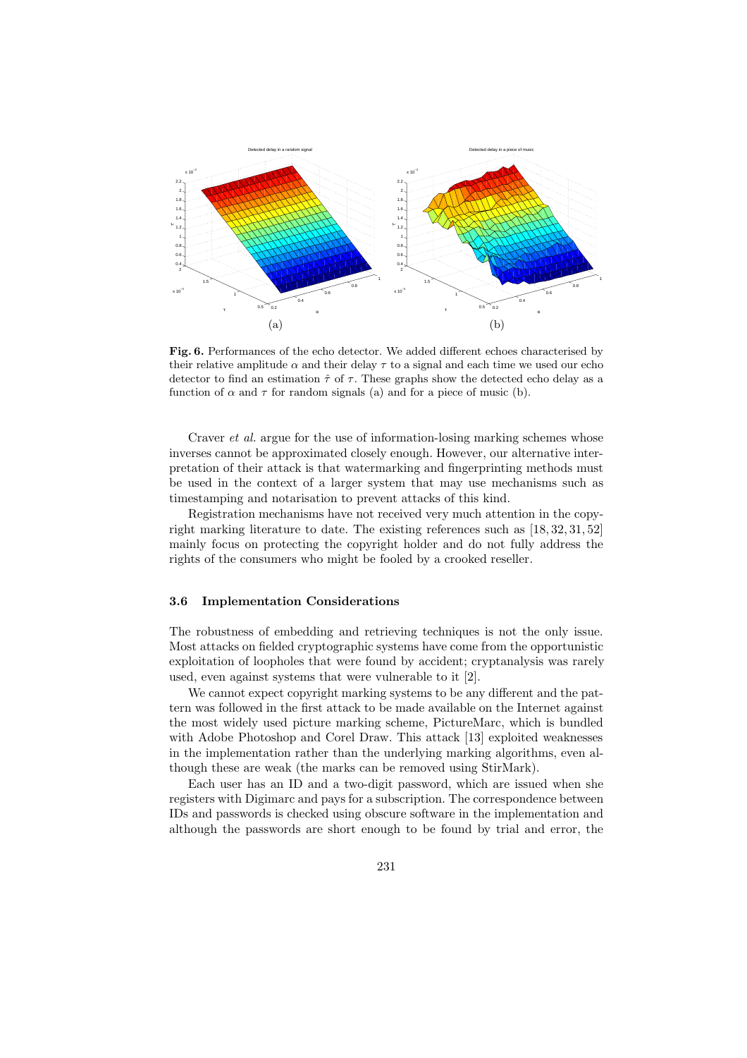**Fig. 6.** Performances of the echo detector. We added different echoes characterised by their relative amplitude $\alpha$ and their delay $\tau$ to a signal and each time we used our echo detector to find an estimation $\hat{\tau}$ of $\tau$. These graphs show the detected echo delay as a function of $\alpha$ and $\tau$ for random signals (a) and for a piece of music (b).

Craver *et al.* argue for the use of information-losing marking schemes whose inverses cannot be approximated closely enough. However, our alternative interpretation of their attack is that watermarking and fingerprinting methods must be used in the context of a larger system that may use mechanisms such as timestamping and notarisation to prevent attacks of this kind.

Registration mechanisms have not received very much attention in the copyright marking literature to date. The existing references such as [18, 32, 31, 52] mainly focus on protecting the copyright holder and do not fully address the rights of the consumers who might be fooled by a crooked reseller.

### 3.6 Implementation Considerations

The robustness of embedding and retrieving techniques is not the only issue. Most attacks on fielded cryptographic systems have come from the opportunistic exploitation of loopholes that were found by accident; cryptanalysis was rarely used, even against systems that were vulnerable to it [2].

We cannot expect copyright marking systems to be any different and the pattern was followed in the first attack to be made available on the Internet against the most widely used picture marking scheme, PictureMarc, which is bundled with Adobe Photoshop and Corel Draw. This attack [13] exploited weaknesses in the implementation rather than the underlying marking algorithms, even although these are weak (the marks can be removed using StirMark).

Each user has an ID and a two-digit password, which are issued when she registers with Digimarc and pays for a subscription. The correspondence between IDs and passwords is checked using obscure software in the implementation and although the passwords are short enough to be found by trial and error, the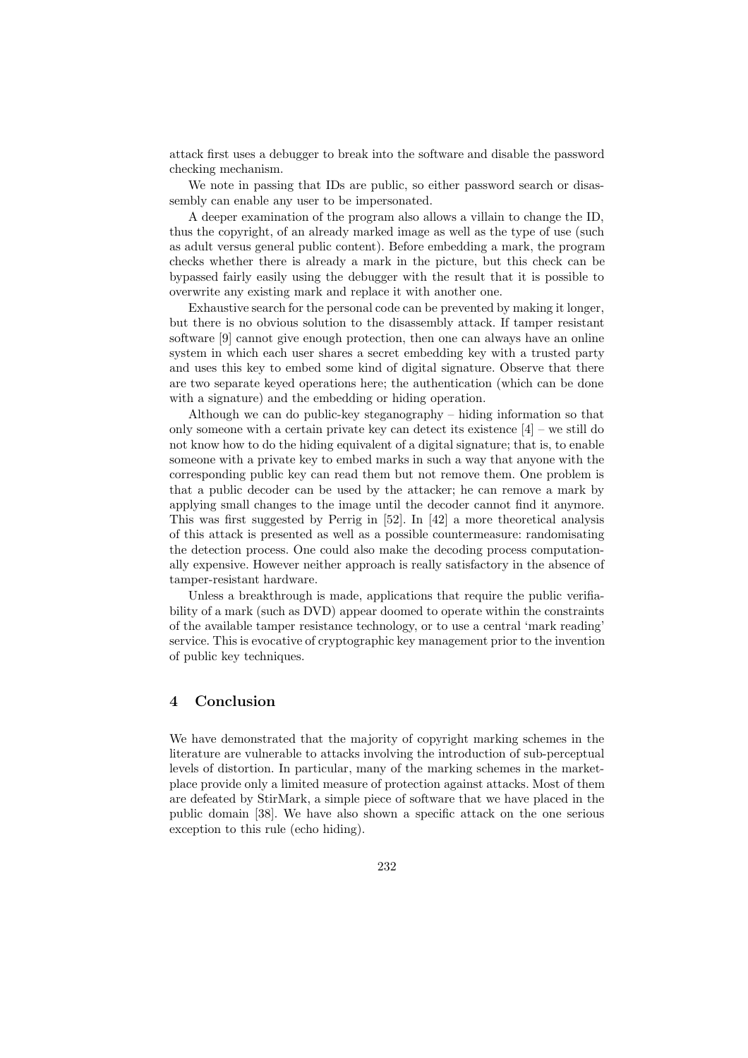attack first uses a debugger to break into the software and disable the password checking mechanism.

We note in passing that IDs are public, so either password search or disassembly can enable any user to be impersonated.

A deeper examination of the program also allows a villain to change the ID, thus the copyright, of an already marked image as well as the type of use (such as adult versus general public content). Before embedding a mark, the program checks whether there is already a mark in the picture, but this check can be bypassed fairly easily using the debugger with the result that it is possible to overwrite any existing mark and replace it with another one.

Exhaustive search for the personal code can be prevented by making it longer, but there is no obvious solution to the disassembly attack. If tamper resistant software [9] cannot give enough protection, then one can always have an online system in which each user shares a secret embedding key with a trusted party and uses this key to embed some kind of digital signature. Observe that there are two separate keyed operations here; the authentication (which can be done with a signature) and the embedding or hiding operation.

Although we can do public-key steganography – hiding information so that only someone with a certain private key can detect its existence [4] – we still do not know how to do the hiding equivalent of a digital signature; that is, to enable someone with a private key to embed marks in such a way that anyone with the corresponding public key can read them but not remove them. One problem is that a public decoder can be used by the attacker; he can remove a mark by applying small changes to the image until the decoder cannot find it anymore. This was first suggested by Perrig in [52]. In [42] a more theoretical analysis of this attack is presented as well as a possible countermeasure: randomisating the detection process. One could also make the decoding process computationally expensive. However neither approach is really satisfactory in the absence of tamper-resistant hardware.

Unless a breakthrough is made, applications that require the public verifiability of a mark (such as DVD) appear doomed to operate within the constraints of the available tamper resistance technology, or to use a central 'mark reading' service. This is evocative of cryptographic key management prior to the invention of public key techniques.

## 4 Conclusion

We have demonstrated that the majority of copyright marking schemes in the literature are vulnerable to attacks involving the introduction of sub-perceptual levels of distortion. In particular, many of the marking schemes in the marketplace provide only a limited measure of protection against attacks. Most of them are defeated by StirMark, a simple piece of software that we have placed in the public domain [38]. We have also shown a specific attack on the one serious exception to this rule (echo hiding).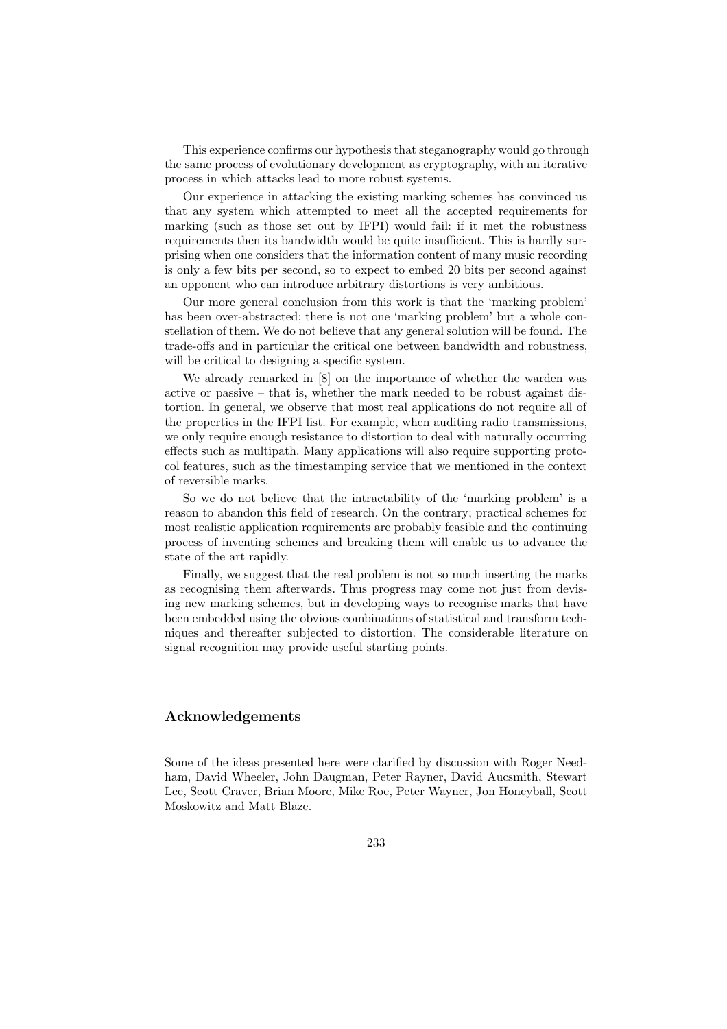This experience confirms our hypothesis that steganography would go through the same process of evolutionary development as cryptography, with an iterative process in which attacks lead to more robust systems.

Our experience in attacking the existing marking schemes has convinced us that any system which attempted to meet all the accepted requirements for marking (such as those set out by IFPI) would fail: if it met the robustness requirements then its bandwidth would be quite insufficient. This is hardly surprising when one considers that the information content of many music recording is only a few bits per second, so to expect to embed 20 bits per second against an opponent who can introduce arbitrary distortions is very ambitious.

Our more general conclusion from this work is that the 'marking problem' has been over-abstracted; there is not one 'marking problem' but a whole constellation of them. We do not believe that any general solution will be found. The trade-offs and in particular the critical one between bandwidth and robustness, will be critical to designing a specific system.

We already remarked in [8] on the importance of whether the warden was active or passive – that is, whether the mark needed to be robust against distortion. In general, we observe that most real applications do not require all of the properties in the IFPI list. For example, when auditing radio transmissions, we only require enough resistance to distortion to deal with naturally occurring effects such as multipath. Many applications will also require supporting protocol features, such as the timestamping service that we mentioned in the context of reversible marks.

So we do not believe that the intractability of the 'marking problem' is a reason to abandon this field of research. On the contrary; practical schemes for most realistic application requirements are probably feasible and the continuing process of inventing schemes and breaking them will enable us to advance the state of the art rapidly.

Finally, we suggest that the real problem is not so much inserting the marks as recognising them afterwards. Thus progress may come not just from devising new marking schemes, but in developing ways to recognise marks that have been embedded using the obvious combinations of statistical and transform techniques and thereafter subjected to distortion. The considerable literature on signal recognition may provide useful starting points.

## Acknowledgements

Some of the ideas presented here were clarified by discussion with Roger Needham, David Wheeler, John Daugman, Peter Rayner, David Aucsmith, Stewart Lee, Scott Craver, Brian Moore, Mike Roe, Peter Wayner, Jon Honeyball, Scott Moskowitz and Matt Blaze.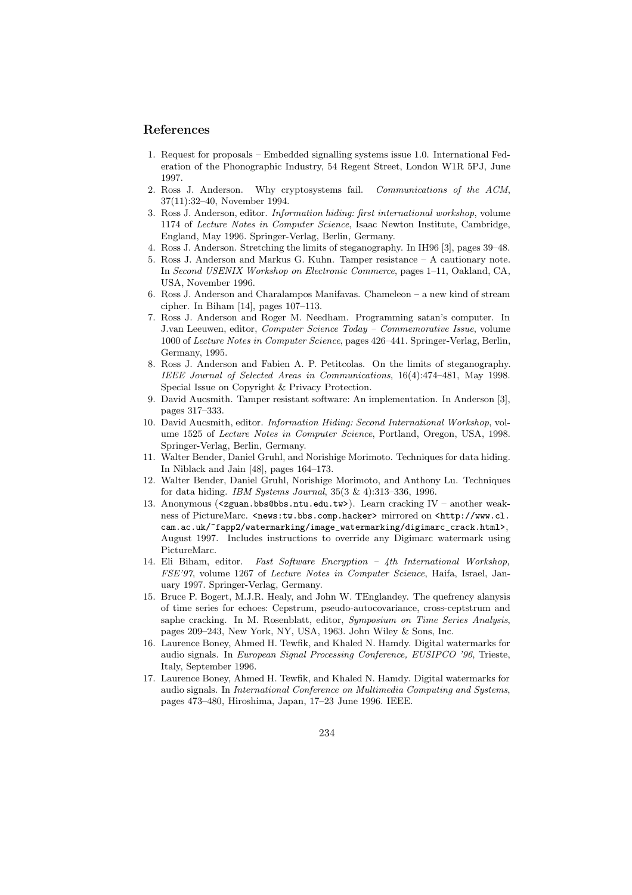## References

1. Request for proposals – Embedded signalling systems issue 1.0. International Federation of the Phonographic Industry, 54 Regent Street, London W1R 5PJ, June 1997.
2. Ross J. Anderson. Why cryptosystems fail. *Communications of the ACM*, 37(11):32–40, November 1994.
3. Ross J. Anderson, editor. *Information hiding: first international workshop*, volume 1174 of *Lecture Notes in Computer Science*, Isaac Newton Institute, Cambridge, England, May 1996. Springer-Verlag, Berlin, Germany.
4. Ross J. Anderson. Stretching the limits of steganography. In IH96 [3], pages 39–48.
5. Ross J. Anderson and Markus G. Kuhn. Tamper resistance – A cautionary note. In *Second USENIX Workshop on Electronic Commerce*, pages 1–11, Oakland, CA, USA, November 1996.
6. Ross J. Anderson and Charalampos Manifavas. Chameleon – a new kind of stream cipher. In Biham [14], pages 107–113.
7. Ross J. Anderson and Roger M. Needham. Programming satan's computer. In J.van Leeuwen, editor, *Computer Science Today – Commemorative Issue*, volume 1000 of *Lecture Notes in Computer Science*, pages 426–441. Springer-Verlag, Berlin, Germany, 1995.
8. Ross J. Anderson and Fabien A. P. Petitcolas. On the limits of steganography. *IEEE Journal of Selected Areas in Communications*, 16(4):474–481, May 1998. Special Issue on Copyright & Privacy Protection.
9. David Aucsmith. Tamper resistant software: An implementation. In Anderson [3], pages 317–333.
10. David Aucsmith, editor. *Information Hiding: Second International Workshop*, volume 1525 of *Lecture Notes in Computer Science*, Portland, Oregon, USA, 1998. Springer-Verlag, Berlin, Germany.
11. Walter Bender, Daniel Gruhl, and Norishige Morimoto. Techniques for data hiding. In Niblack and Jain [48], pages 164–173.
12. Walter Bender, Daniel Gruhl, Norishige Morimoto, and Anthony Lu. Techniques for data hiding. *IBM Systems Journal*, 35(3 & 4):313–336, 1996.
13. Anonymous (`<zguan.bbs@bbs.ntu.edu.tw>`). Learn cracking IV – another weakness of PictureMarc. `<news:tw.bbs.comp.hacker>` mirrored on `<http://www.cl.cam.ac.uk/~fapp2/watermarking/image_watermarking/digimarc_crack.html>`, August 1997. Includes instructions to override any Digimarc watermark using PictureMarc.
14. Eli Biham, editor. *Fast Software Encryption – 4th International Workshop, FSE'97*, volume 1267 of *Lecture Notes in Computer Science*, Haifa, Israel, January 1997. Springer-Verlag, Germany.
15. Bruce P. Bogert, M.J.R. Healy, and John W. TEnglandey. The quefrency alanysis of time series for echoes: Cepstrum, pseudo-autocovariance, cross-ceptstrum and saphe cracking. In M. Rosenblatt, editor, *Symposium on Time Series Analysis*, pages 209–243, New York, NY, USA, 1963. John Wiley & Sons, Inc.
16. Laurence Boney, Ahmed H. Tewfik, and Khaled N. Hamdy. Digital watermarks for audio signals. In *European Signal Processing Conference, EUSIPCO '96*, Trieste, Italy, September 1996.
17. Laurence Boney, Ahmed H. Tewfik, and Khaled N. Hamdy. Digital watermarks for audio signals. In *International Conference on Multimedia Computing and Systems*, pages 473–480, Hiroshima, Japan, 17–23 June 1996. IEEE.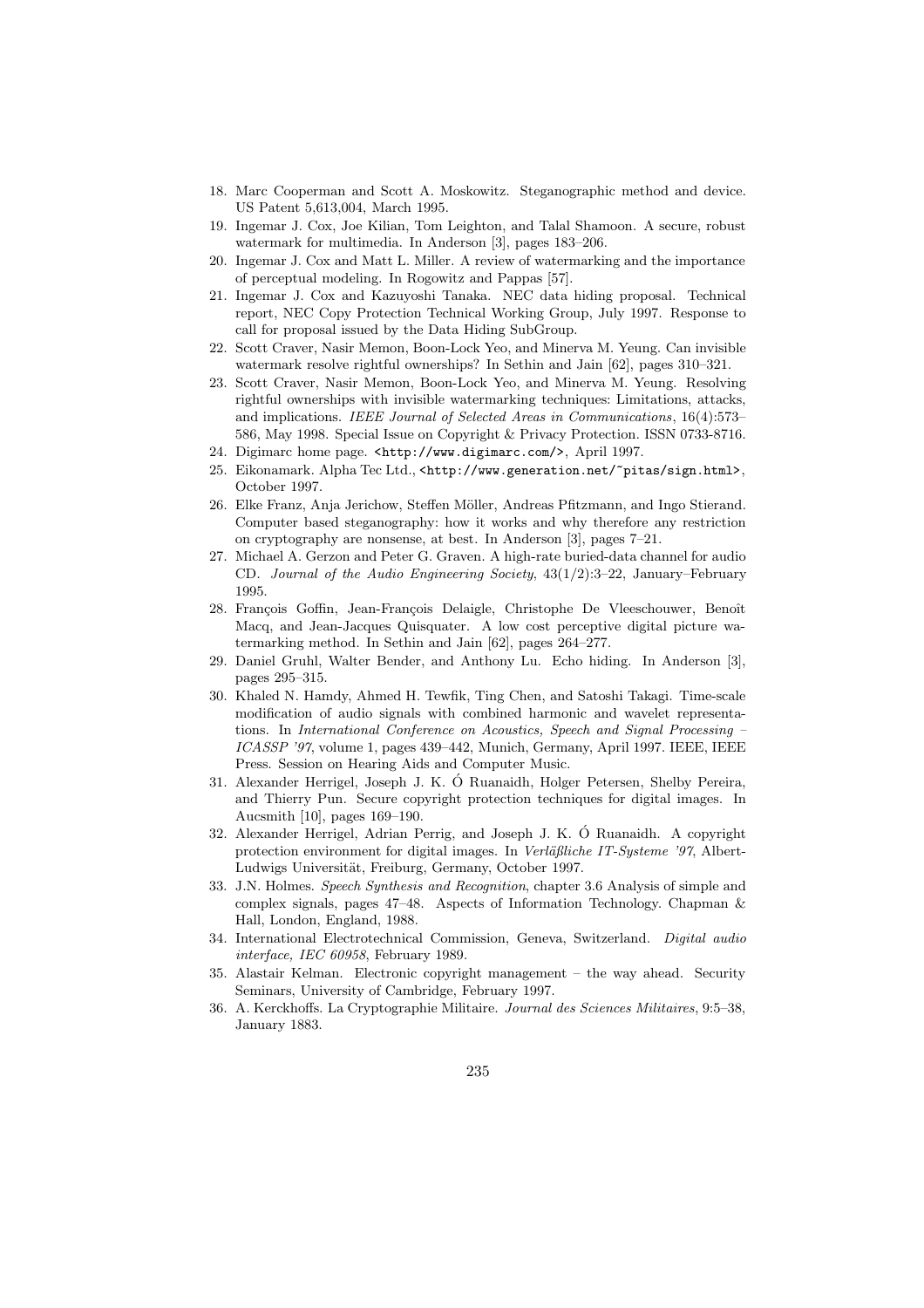18. Marc Cooperman and Scott A. Moskowitz. Steganographic method and device. US Patent 5,613,004, March 1995.
19. Ingemar J. Cox, Joe Kilian, Tom Leighton, and Talal Shamoon. A secure, robust watermark for multimedia. In Anderson [3], pages 183–206.
20. Ingemar J. Cox and Matt L. Miller. A review of watermarking and the importance of perceptual modeling. In Rogowitz and Pappas [57].
21. Ingemar J. Cox and Kazuyoshi Tanaka. NEC data hiding proposal. Technical report, NEC Copy Protection Technical Working Group, July 1997. Response to call for proposal issued by the Data Hiding SubGroup.
22. Scott Craver, Nasir Memon, Boon-Lock Yeo, and Minerva M. Yeung. Can invisible watermark resolve rightful ownerships? In Sethin and Jain [62], pages 310–321.
23. Scott Craver, Nasir Memon, Boon-Lock Yeo, and Minerva M. Yeung. Resolving rightful ownerships with invisible watermarking techniques: Limitations, attacks, and implications. *IEEE Journal of Selected Areas in Communications*, 16(4):573–586, May 1998. Special Issue on Copyright & Privacy Protection. ISSN 0733-8716.
24. Digimarc home page. `<http://www.digimarc.com/>`, April 1997.
25. Eikonamark. Alpha Tec Ltd., `<http://www.generation.net/~pitas/sign.html>`, October 1997.
26. Elke Franz, Anja Jerichow, Steffen Möller, Andreas Pfitzmann, and Ingo Stierand. Computer based steganography: how it works and why therefore any restriction on cryptography are nonsense, at best. In Anderson [3], pages 7–21.
27. Michael A. Gerzon and Peter G. Graven. A high-rate buried-data channel for audio CD. *Journal of the Audio Engineering Society*, 43(1/2):3–22, January–February 1995.
28. François Goffin, Jean-François Delaigle, Christophe De Vleeschouwer, Benoît Macq, and Jean-Jacques Quisquater. A low cost perceptive digital picture watermarking method. In Sethin and Jain [62], pages 264–277.
29. Daniel Gruhl, Walter Bender, and Anthony Lu. Echo hiding. In Anderson [3], pages 295–315.
30. Khaled N. Hamdy, Ahmed H. Tewfik, Ting Chen, and Satoshi Takagi. Time-scale modification of audio signals with combined harmonic and wavelet representations. In *International Conference on Acoustics, Speech and Signal Processing – ICASSP '97*, volume 1, pages 439–442, Munich, Germany, April 1997. IEEE, IEEE Press. Session on Hearing Aids and Computer Music.
31. Alexander Herrigel, Joseph J. K. Ó Ruanaidh, Holger Petersen, Shelby Pereira, and Thierry Pun. Secure copyright protection techniques for digital images. In Aucsmith [10], pages 169–190.
32. Alexander Herrigel, Adrian Perrig, and Joseph J. K. Ó Ruanaidh. A copyright protection environment for digital images. In *Verläßliche IT-Systeme '97*, Albert-Ludwigs Universität, Freiburg, Germany, October 1997.
33. J.N. Holmes. *Speech Synthesis and Recognition*, chapter 3.6 Analysis of simple and complex signals, pages 47–48. Aspects of Information Technology. Chapman & Hall, London, England, 1988.
34. International Electrotechnical Commission, Geneva, Switzerland. *Digital audio interface, IEC 60958*, February 1989.
35. Alastair Kelman. Electronic copyright management – the way ahead. Security Seminars, University of Cambridge, February 1997.
36. A. Kerckhoffs. La Cryptographie Militaire. *Journal des Sciences Militaires*, 9:5–38, January 1883.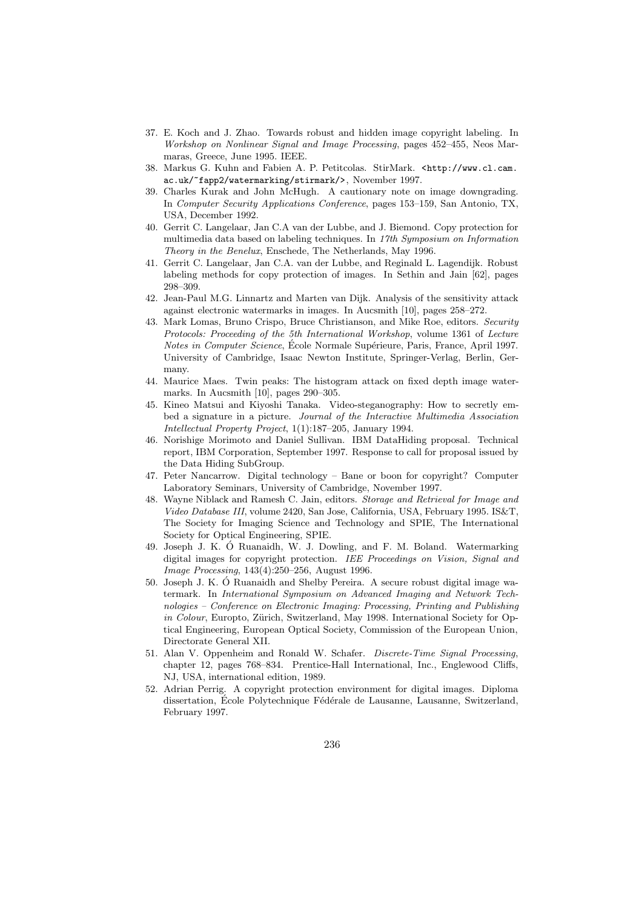37. E. Koch and J. Zhao. Towards robust and hidden image copyright labeling. In *Workshop on Nonlinear Signal and Image Processing*, pages 452–455, Neos Marmaras, Greece, June 1995. IEEE.
38. Markus G. Kuhn and Fabien A. P. Petitcolas. StirMark. `<http://www.cl.cam.ac.uk/~fapp2/watermarking/stirmark/>`, November 1997.
39. Charles Kurak and John McHugh. A cautionary note on image downgrading. In *Computer Security Applications Conference*, pages 153–159, San Antonio, TX, USA, December 1992.
40. Gerrit C. Langelaar, Jan C.A van der Lubbe, and J. Biemond. Copy protection for multimedia data based on labeling techniques. In *17th Symposium on Information Theory in the Benelux*, Enschede, The Netherlands, May 1996.
41. Gerrit C. Langelaar, Jan C.A. van der Lubbe, and Reginald L. Lagendijk. Robust labeling methods for copy protection of images. In Sethin and Jain [62], pages 298–309.
42. Jean-Paul M.G. Linnartz and Marten van Dijk. Analysis of the sensitivity attack against electronic watermarks in images. In Aucsmith [10], pages 258–272.
43. Mark Lomas, Bruno Crispo, Bruce Christianson, and Mike Roe, editors. *Security Protocols: Proceeding of the 5th International Workshop*, volume 1361 of *Lecture Notes in Computer Science*, École Normale Supérieure, Paris, France, April 1997. University of Cambridge, Isaac Newton Institute, Springer-Verlag, Berlin, Germany.
44. Maurice Maes. Twin peaks: The histogram attack on fixed depth image watermarks. In Aucsmith [10], pages 290–305.
45. Kineo Matsui and Kiyoshi Tanaka. Video-steganography: How to secretly embed a signature in a picture. *Journal of the Interactive Multimedia Association Intellectual Property Project*, 1(1):187–205, January 1994.
46. Norishige Morimoto and Daniel Sullivan. IBM DataHiding proposal. Technical report, IBM Corporation, September 1997. Response to call for proposal issued by the Data Hiding SubGroup.
47. Peter Nancarrow. Digital technology – Bane or boon for copyright? Computer Laboratory Seminars, University of Cambridge, November 1997.
48. Wayne Niblack and Ramesh C. Jain, editors. *Storage and Retrieval for Image and Video Database III*, volume 2420, San Jose, California, USA, February 1995. IS&T, The Society for Imaging Science and Technology and SPIE, The International Society for Optical Engineering, SPIE.
49. Joseph J. K. Ó Ruanaidh, W. J. Dowling, and F. M. Boland. Watermarking digital images for copyright protection. *IEE Proceedings on Vision, Signal and Image Processing*, 143(4):250–256, August 1996.
50. Joseph J. K. Ó Ruanaidh and Shelby Pereira. A secure robust digital image watermark. In *International Symposium on Advanced Imaging and Network Technologies – Conference on Electronic Imaging: Processing, Printing and Publishing in Colour*, Europto, Zürich, Switzerland, May 1998. International Society for Optical Engineering, European Optical Society, Commission of the European Union, Directorate General XII.
51. Alan V. Oppenheim and Ronald W. Schafer. *Discrete-Time Signal Processing*, chapter 12, pages 768–834. Prentice-Hall International, Inc., Englewood Cliffs, NJ, USA, international edition, 1989.
52. Adrian Perrig. A copyright protection environment for digital images. Diploma dissertation, École Polytechnique Fédérale de Lausanne, Lausanne, Switzerland, February 1997.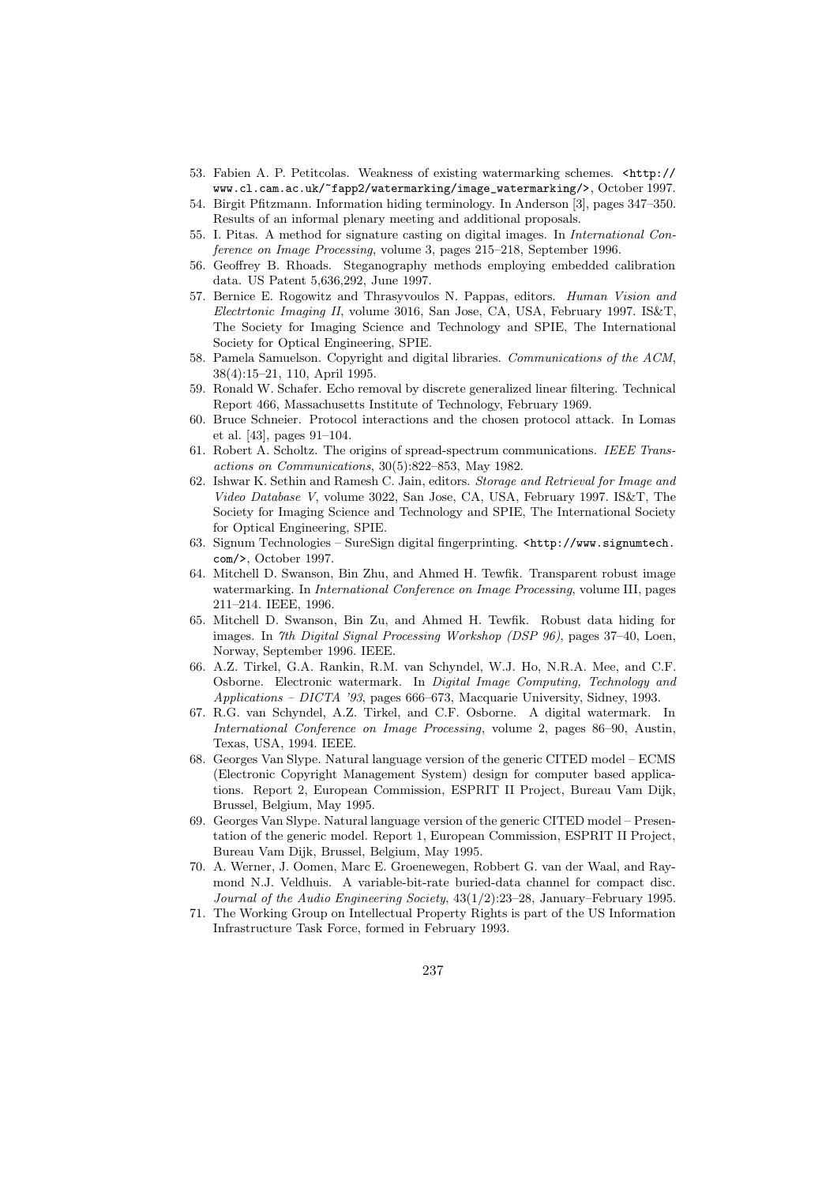53. Fabien A. P. Petitcolas. Weakness of existing watermarking schemes. `<http://www.cl.cam.ac.uk/~fapp2/watermarking/image_watermarking/>`, October 1997.
54. Birgit Pfitzmann. Information hiding terminology. In Anderson [3], pages 347–350. Results of an informal plenary meeting and additional proposals.
55. I. Pitas. A method for signature casting on digital images. In *International Conference on Image Processing*, volume 3, pages 215–218, September 1996.
56. Geoffrey B. Rhoads. Steganography methods employing embedded calibration data. US Patent 5,636,292, June 1997.
57. Bernice E. Rogowitz and Thrasyvoulos N. Pappas, editors. *Human Vision and Electrtonic Imaging II*, volume 3016, San Jose, CA, USA, February 1997. IS&T, The Society for Imaging Science and Technology and SPIE, The International Society for Optical Engineering, SPIE.
58. Pamela Samuelson. Copyright and digital libraries. *Communications of the ACM*, 38(4):15–21, 110, April 1995.
59. Ronald W. Schafer. Echo removal by discrete generalized linear filtering. Technical Report 466, Massachusetts Institute of Technology, February 1969.
60. Bruce Schneier. Protocol interactions and the chosen protocol attack. In Lomas et al. [43], pages 91–104.
61. Robert A. Scholtz. The origins of spread-spectrum communications. *IEEE Transactions on Communications*, 30(5):822–853, May 1982.
62. Ishwar K. Sethin and Ramesh C. Jain, editors. *Storage and Retrieval for Image and Video Database V*, volume 3022, San Jose, CA, USA, February 1997. IS&T, The Society for Imaging Science and Technology and SPIE, The International Society for Optical Engineering, SPIE.
63. Signum Technologies – SureSign digital fingerprinting. `<http://www.signumtech.com/>`, October 1997.
64. Mitchell D. Swanson, Bin Zhu, and Ahmed H. Tewfik. Transparent robust image watermarking. In *International Conference on Image Processing*, volume III, pages 211–214. IEEE, 1996.
65. Mitchell D. Swanson, Bin Zu, and Ahmed H. Tewfik. Robust data hiding for images. In *7th Digital Signal Processing Workshop (DSP 96)*, pages 37–40, Loen, Norway, September 1996. IEEE.
66. A.Z. Tirkel, G.A. Rankin, R.M. van Schyndel, W.J. Ho, N.R.A. Mee, and C.F. Osborne. Electronic watermark. In *Digital Image Computing, Technology and Applications – DICTA '93*, pages 666–673, Macquarie University, Sidney, 1993.
67. R.G. van Schyndel, A.Z. Tirkel, and C.F. Osborne. A digital watermark. In *International Conference on Image Processing*, volume 2, pages 86–90, Austin, Texas, USA, 1994. IEEE.
68. Georges Van Slype. Natural language version of the generic CITED model – ECMS (Electronic Copyright Management System) design for computer based applications. Report 2, European Commission, ESPRIT II Project, Bureau Vam Dijk, Brussel, Belgium, May 1995.
69. Georges Van Slype. Natural language version of the generic CITED model – Presentation of the generic model. Report 1, European Commission, ESPRIT II Project, Bureau Vam Dijk, Brussel, Belgium, May 1995.
70. A. Werner, J. Oomen, Marc E. Groenewegen, Robbert G. van der Waal, and Raymond N.J. Veldhuis. A variable-bit-rate buried-data channel for compact disc. *Journal of the Audio Engineering Society*, 43(1/2):23–28, January–February 1995.
71. The Working Group on Intellectual Property Rights is part of the US Information Infrastructure Task Force, formed in February 1993.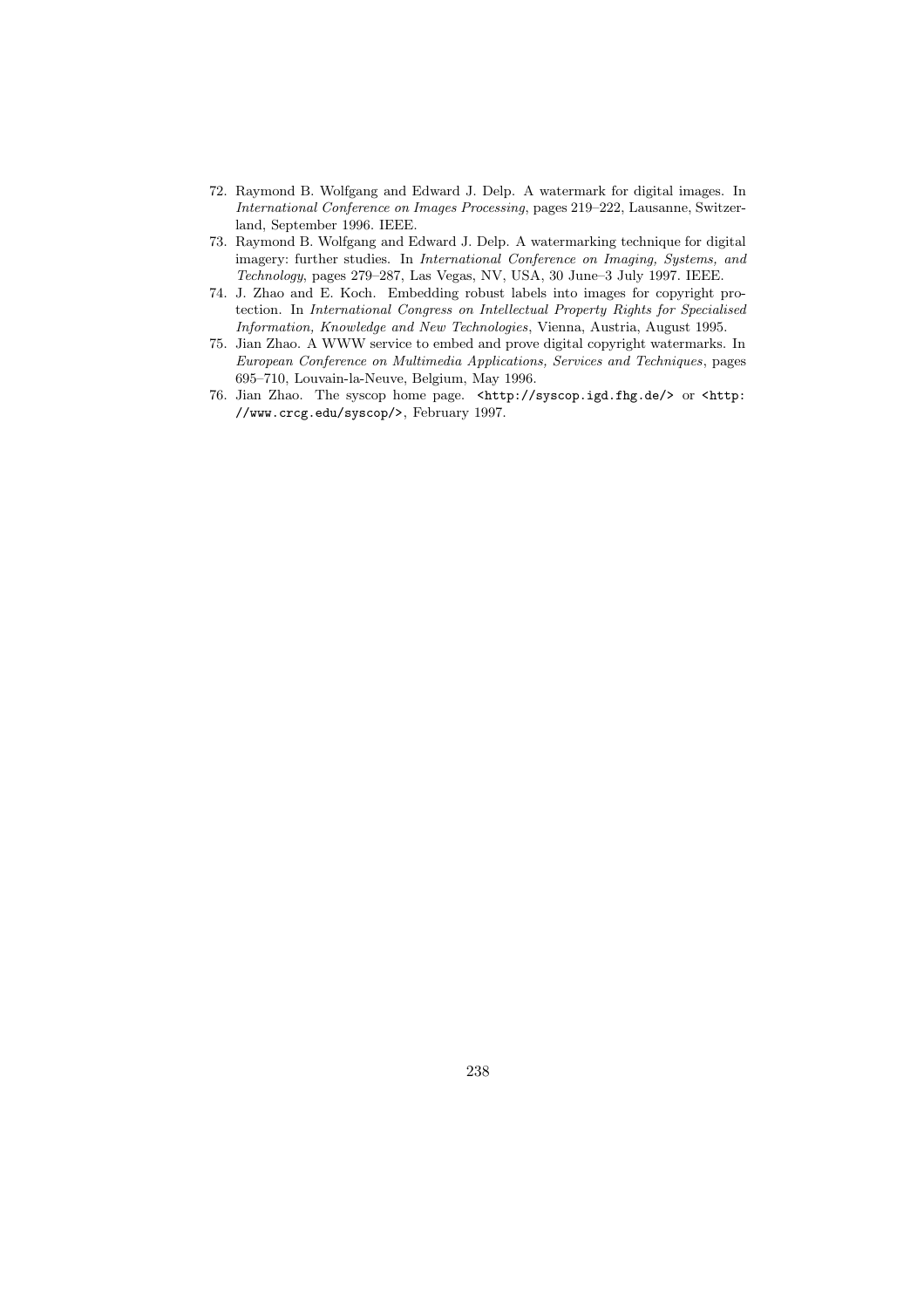72. Raymond B. Wolfgang and Edward J. Delp. A watermark for digital images. In *International Conference on Images Processing*, pages 219–222, Lausanne, Switzerland, September 1996. IEEE.
73. Raymond B. Wolfgang and Edward J. Delp. A watermarking technique for digital imagery: further studies. In *International Conference on Imaging, Systems, and Technology*, pages 279–287, Las Vegas, NV, USA, 30 June–3 July 1997. IEEE.
74. J. Zhao and E. Koch. Embedding robust labels into images for copyright protection. In *International Congress on Intellectual Property Rights for Specialised Information, Knowledge and New Technologies*, Vienna, Austria, August 1995.
75. Jian Zhao. A WWW service to embed and prove digital copyright watermarks. In *European Conference on Multimedia Applications, Services and Techniques*, pages 695–710, Louvain-la-Neuve, Belgium, May 1996.
76. Jian Zhao. The syscop home page. `<http://syscop.igd.fhg.de/>` or `<http://www.crcg.edu/syscop/>`, February 1997.